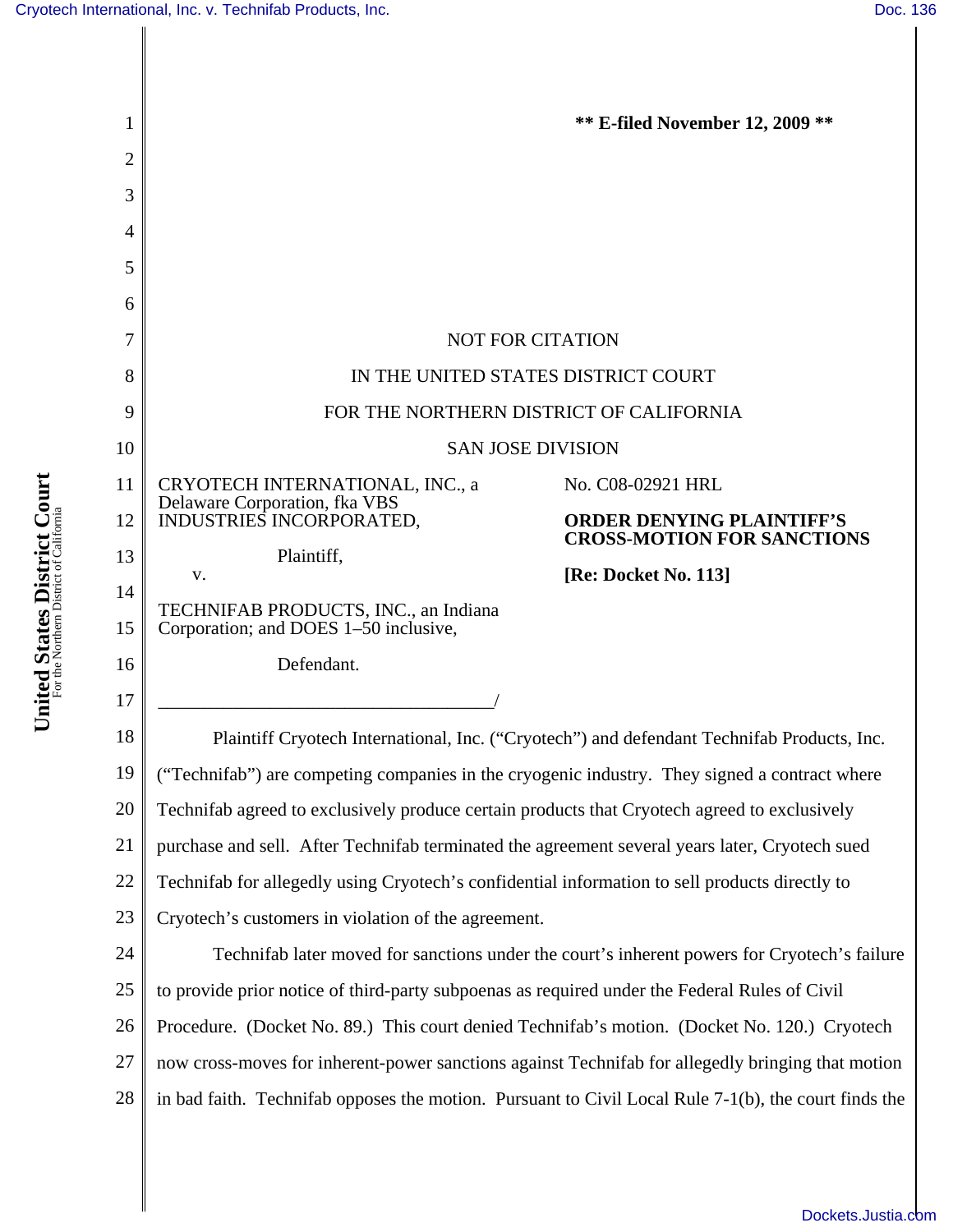** E-filed November 12, 2009 **

NOT FOR CITATION

IN THE UNITED STATES DISTRICT COURT

FOR THE NORTHERN DISTRICT OF CALIFORNIA

SAN JOSE DIVISION

CRYOTECH INTERNATIONAL, INC., a Delaware Corporation, fka VBS INDUSTRIES INCORPORATED,

Plaintiff,

v.

TECHNIFAB PRODUCTS, INC., an Indiana Corporation; and DOES 1–50 inclusive,

Defendant.

No. C08-02921 HRL

**ORDER DENYING PLAINTIFF'S CROSS-MOTION FOR SANCTIONS**

**[Re: Docket No. 113]**

Plaintiff Cryotech International, Inc. ("Cryotech") and defendant Technifab Products, Inc. ("Technifab") are competing companies in the cryogenic industry. They signed a contract where Technifab agreed to exclusively produce certain products that Cryotech agreed to exclusively purchase and sell. After Technifab terminated the agreement several years later, Cryotech sued Technifab for allegedly using Cryotech's confidential information to sell products directly to Cryotech's customers in violation of the agreement.

Technifab later moved for sanctions under the court's inherent powers for Cryotech's failure to provide prior notice of third-party subpoenas as required under the Federal Rules of Civil Procedure. (Docket No. 89.) This court denied Technifab's motion. (Docket No. 120.) Cryotech now cross-moves for inherent-power sanctions against Technifab for allegedly bringing that motion in bad faith. Technifab opposes the motion. Pursuant to Civil Local Rule 7-1(b), the court finds the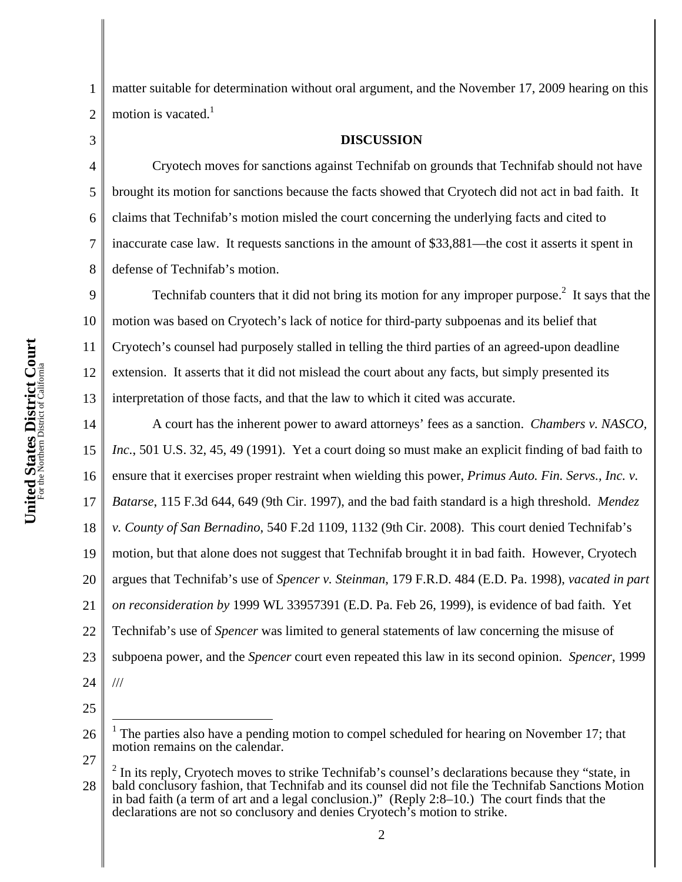matter suitable for determination without oral argument, and the November 17, 2009 hearing on this motion is vacated.[1]

## DISCUSSION

Cryotech moves for sanctions against Technifab on grounds that Technifab should not have brought its motion for sanctions because the facts showed that Cryotech did not act in bad faith. It claims that Technifab's motion misled the court concerning the underlying facts and cited to inaccurate case law. It requests sanctions in the amount of $33,881—the cost it asserts it spent in defense of Technifab's motion.

Technifab counters that it did not bring its motion for any improper purpose.[2] It says that the motion was based on Cryotech's lack of notice for third-party subpoenas and its belief that Cryotech's counsel had purposely stalled in telling the third parties of an agreed-upon deadline extension. It asserts that it did not mislead the court about any facts, but simply presented its interpretation of those facts, and that the law to which it cited was accurate.

A court has the inherent power to award attorneys' fees as a sanction. *Chambers v. NASCO, Inc.*, 501 U.S. 32, 45, 49 (1991). Yet a court doing so must make an explicit finding of bad faith to ensure that it exercises proper restraint when wielding this power, *Primus Auto. Fin. Servs., Inc. v. Batarse*, 115 F.3d 644, 649 (9th Cir. 1997), and the bad faith standard is a high threshold. *Mendez v. County of San Bernadino*, 540 F.2d 1109, 1132 (9th Cir. 2008). This court denied Technifab's motion, but that alone does not suggest that Technifab brought it in bad faith. However, Cryotech argues that Technifab's use of *Spencer v. Steinman*, 179 F.R.D. 484 (E.D. Pa. 1998), *vacated in part on reconsideration by* 1999 WL 33957391 (E.D. Pa. Feb 26, 1999), is evidence of bad faith. Yet Technifab's use of *Spencer* was limited to general statements of law concerning the misuse of subpoena power, and the *Spencer* court even repeated this law in its second opinion. *Spencer*, 1999

///

---

[1] The parties also have a pending motion to compel scheduled for hearing on November 17; that motion remains on the calendar.

[2] In its reply, Cryotech moves to strike Technifab's counsel's declarations because they "state, in bald conclusory fashion, that Technifab and its counsel did not file the Technifab Sanctions Motion in bad faith (a term of art and a legal conclusion.)" (Reply 2:8–10.) The court finds that the declarations are not so conclusory and denies Cryotech's motion to strike.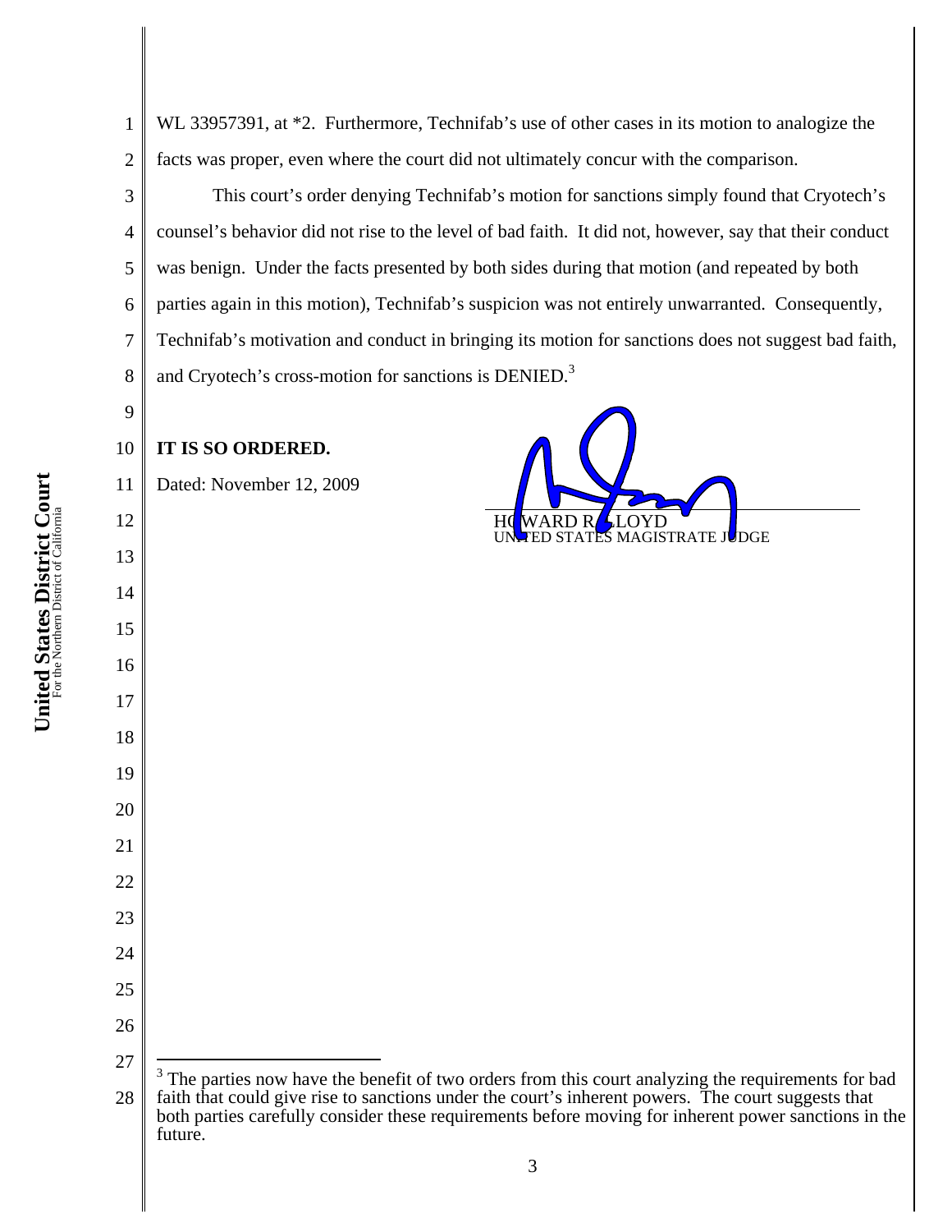WL 33957391, at *2. Furthermore, Technifab's use of other cases in its motion to analogize the facts was proper, even where the court did not ultimately concur with the comparison.

This court's order denying Technifab's motion for sanctions simply found that Cryotech's counsel's behavior did not rise to the level of bad faith. It did not, however, say that their conduct was benign. Under the facts presented by both sides during that motion (and repeated by both parties again in this motion), Technifab's suspicion was not entirely unwarranted. Consequently, Technifab's motivation and conduct in bringing its motion for sanctions does not suggest bad faith, and Cryotech's cross-motion for sanctions is DENIED.[3]

**IT IS SO ORDERED.**

Dated: November 12, 2009

HOWARD R. LLOYD
UNITED STATES MAGISTRATE JUDGE

[3] The parties now have the benefit of two orders from this court analyzing the requirements for bad faith that could give rise to sanctions under the court's inherent powers. The court suggests that both parties carefully consider these requirements before moving for inherent power sanctions in the future.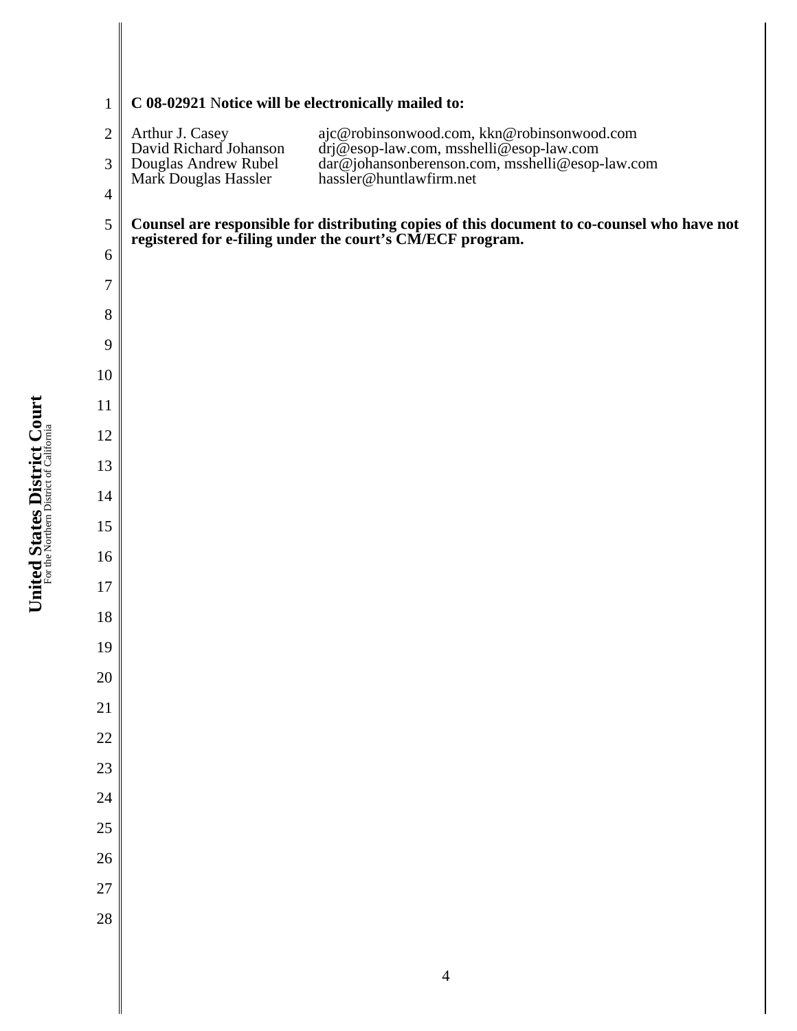**C 08-02921 Notice will be electronically mailed to:**

| | |
|---|---|
| Arthur J. Casey | ajc@robinsonwood.com, kkn@robinsonwood.com |
| David Richard Johanson | drj@esop-law.com, msshelli@esop-law.com |
| Douglas Andrew Rubel | dar@johansonberenson.com, msshelli@esop-law.com |
| Mark Douglas Hassler | hassler@huntlawfirm.net |

**Counsel are responsible for distributing copies of this document to co-counsel who have not registered for e-filing under the court's CM/ECF program.**